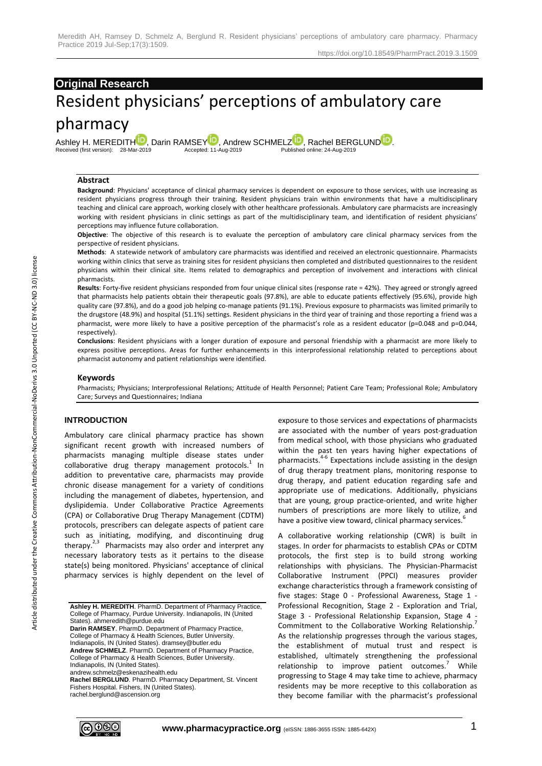**Original Research**

# Resident physicians' perceptions of ambulatory care pharmacy

Ashley H. MEREDITH, Darin RAMSEY, Andrew SCHMELZ, Rachel BERGLUND.

Received (first version): 28-Mar-2019 Accepted: 11-Aug-2019 Published online: 24-Aug-2019

## Abstract

**Background**: Physicians' acceptance of clinical pharmacy services is dependent on exposure to those services, with use increasing as resident physicians progress through their training. Resident physicians train within environments that have a multidisciplinary teaching and clinical care approach, working closely with other healthcare professionals. Ambulatory care pharmacists are increasingly working with resident physicians in clinic settings as part of the multidisciplinary team, and identification of resident physicians' perceptions may influence future collaboration.

**Objective**: The objective of this research is to evaluate the perception of ambulatory care clinical pharmacy services from the perspective of resident physicians.

**Methods**: A statewide network of ambulatory care pharmacists was identified and received an electronic questionnaire. Pharmacists working within clinics that serve as training sites for resident physicians then completed and distributed questionnaires to the resident physicians within their clinical site. Items related to demographics and perception of involvement and interactions with clinical pharmacists.

**Results**: Forty-five resident physicians responded from four unique clinical sites (response rate = 42%). They agreed or strongly agreed that pharmacists help patients obtain their therapeutic goals (97.8%), are able to educate patients effectively (95.6%), provide high quality care (97.8%), and do a good job helping co-manage patients (91.1%). Previous exposure to pharmacists was limited primarily to the drugstore (48.9%) and hospital (51.1%) settings. Resident physicians in the third year of training and those reporting a friend was a pharmacist, were more likely to have a positive perception of the pharmacist's role as a resident educator (p=0.048 and p=0.044, respectively).

**Conclusions**: Resident physicians with a longer duration of exposure and personal friendship with a pharmacist are more likely to express positive perceptions. Areas for further enhancements in this interprofessional relationship related to perceptions about pharmacist autonomy and patient relationships were identified.

### Keywords

Pharmacists; Physicians; Interprofessional Relations; Attitude of Health Personnel; Patient Care Team; Professional Role; Ambulatory Care; Surveys and Questionnaires; Indiana

## INTRODUCTION

Ambulatory care clinical pharmacy practice has shown significant recent growth with increased numbers of pharmacists managing multiple disease states under collaborative drug therapy management protocols.[1] In addition to preventative care, pharmacists may provide chronic disease management for a variety of conditions including the management of diabetes, hypertension, and dyslipidemia. Under Collaborative Practice Agreements (CPA) or Collaborative Drug Therapy Management (CDTM) protocols, prescribers can delegate aspects of patient care such as initiating, modifying, and discontinuing drug therapy.[2,3] Pharmacists may also order and interpret any necessary laboratory tests as it pertains to the disease state(s) being monitored. Physicians' acceptance of clinical pharmacy services is highly dependent on the level of exposure to those services and expectations of pharmacists are associated with the number of years post-graduation from medical school, with those physicians who graduated within the past ten years having higher expectations of pharmacists.[4-6] Expectations include assisting in the design of drug therapy treatment plans, monitoring response to drug therapy, and patient education regarding safe and appropriate use of medications. Additionally, physicians that are young, group practice-oriented, and write higher numbers of prescriptions are more likely to utilize, and have a positive view toward, clinical pharmacy services.[6]

A collaborative working relationship (CWR) is built in stages. In order for pharmacists to establish CPAs or CDTM protocols, the first step is to build strong working relationships with physicians. The Physician-Pharmacist Collaborative Instrument (PPCI) measures provider exchange characteristics through a framework consisting of five stages: Stage 0 - Professional Awareness, Stage 1 - Professional Recognition, Stage 2 - Exploration and Trial, Stage 3 - Professional Relationship Expansion, Stage 4 - Commitment to the Collaborative Working Relationship.[7] As the relationship progresses through the various stages, the establishment of mutual trust and respect is established, ultimately strengthening the professional relationship to improve patient outcomes.[7] While progressing to Stage 4 may take time to achieve, pharmacy residents may be more receptive to this collaboration as they become familiar with the pharmacist's professional

**Ashley H. MEREDITH**. PharmD. Department of Pharmacy Practice, College of Pharmacy, Purdue University. Indianapolis, IN (United States). ahmeredith@purdue.edu
**Darin RAMSEY**. PharmD. Department of Pharmacy Practice, College of Pharmacy & Health Sciences, Butler University. Indianapolis, IN (United States). dramsey@butler.edu
**Andrew SCHMELZ**. PharmD. Department of Pharmacy Practice, College of Pharmacy & Health Sciences, Butler University. Indianapolis, IN (United States). andrew.schmelz@eskenazihealth.edu
**Rachel BERGLUND**. PharmD. Pharmacy Department, St. Vincent Fishers Hospital. Fishers, IN (United States). rachel.berglund@ascension.org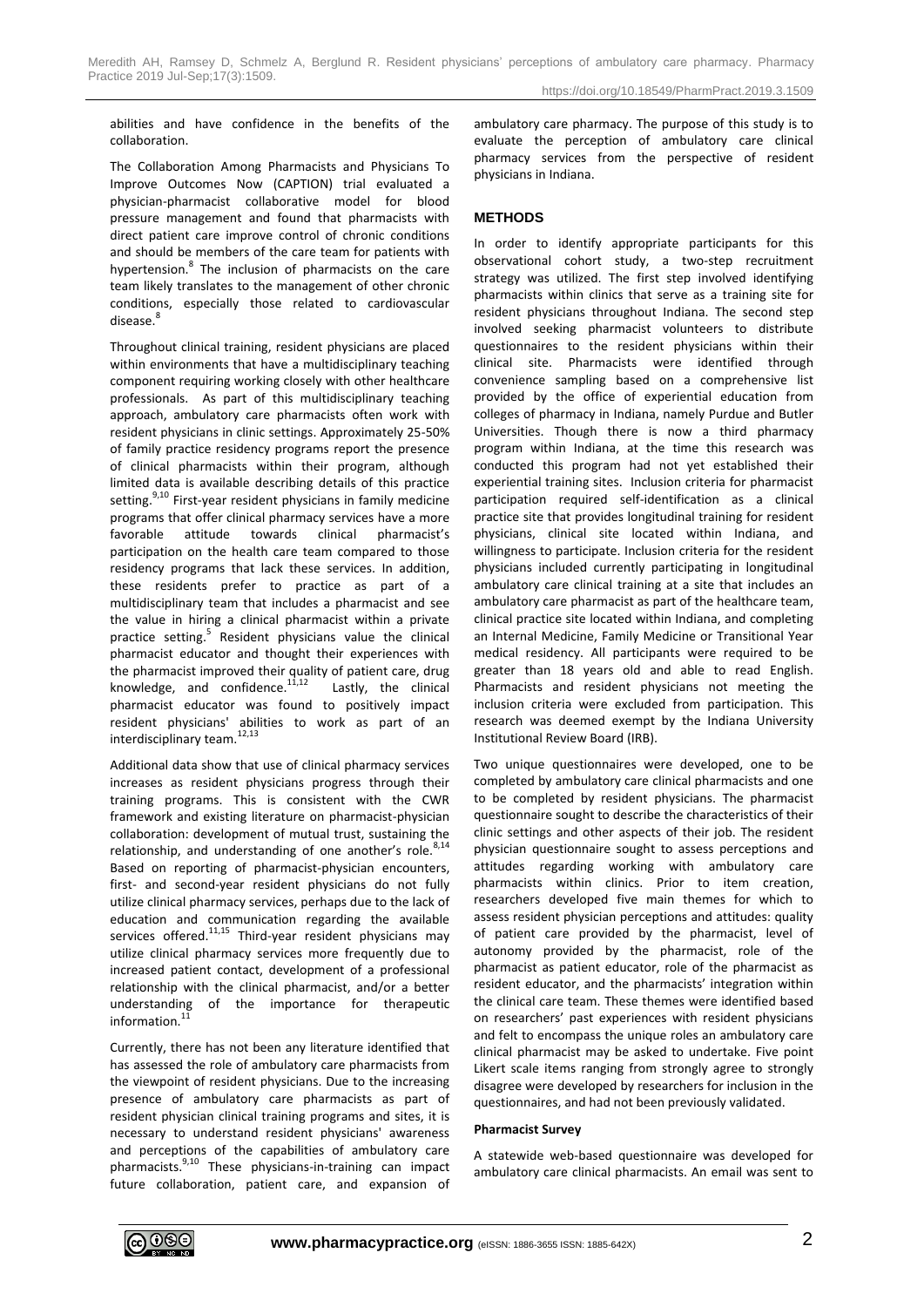abilities and have confidence in the benefits of the collaboration.

The Collaboration Among Pharmacists and Physicians To Improve Outcomes Now (CAPTION) trial evaluated a physician-pharmacist collaborative model for blood pressure management and found that pharmacists with direct patient care improve control of chronic conditions and should be members of the care team for patients with hypertension.[8] The inclusion of pharmacists on the care team likely translates to the management of other chronic conditions, especially those related to cardiovascular disease.[8]

Throughout clinical training, resident physicians are placed within environments that have a multidisciplinary teaching component requiring working closely with other healthcare professionals. As part of this multidisciplinary teaching approach, ambulatory care pharmacists often work with resident physicians in clinic settings. Approximately 25-50% of family practice residency programs report the presence of clinical pharmacists within their program, although limited data is available describing details of this practice setting.[9,10] First-year resident physicians in family medicine programs that offer clinical pharmacy services have a more favorable attitude towards clinical pharmacist's participation on the health care team compared to those residency programs that lack these services. In addition, these residents prefer to practice as part of a multidisciplinary team that includes a pharmacist and see the value in hiring a clinical pharmacist within a private practice setting.[5] Resident physicians value the clinical pharmacist educator and thought their experiences with the pharmacist improved their quality of patient care, drug knowledge, and confidence.[11,12] Lastly, the clinical pharmacist educator was found to positively impact resident physicians' abilities to work as part of an interdisciplinary team.[12,13]

Additional data show that use of clinical pharmacy services increases as resident physicians progress through their training programs. This is consistent with the CWR framework and existing literature on pharmacist-physician collaboration: development of mutual trust, sustaining the relationship, and understanding of one another's role.[8,14] Based on reporting of pharmacist-physician encounters, first- and second-year resident physicians do not fully utilize clinical pharmacy services, perhaps due to the lack of education and communication regarding the available services offered.[11,15] Third-year resident physicians may utilize clinical pharmacy services more frequently due to increased patient contact, development of a professional relationship with the clinical pharmacist, and/or a better understanding of the importance for therapeutic information.[11]

Currently, there has not been any literature identified that has assessed the role of ambulatory care pharmacists from the viewpoint of resident physicians. Due to the increasing presence of ambulatory care pharmacists as part of resident physician clinical training programs and sites, it is necessary to understand resident physicians' awareness and perceptions of the capabilities of ambulatory care pharmacists.[9,10] These physicians-in-training can impact future collaboration, patient care, and expansion of ambulatory care pharmacy. The purpose of this study is to evaluate the perception of ambulatory care clinical pharmacy services from the perspective of resident physicians in Indiana.

## METHODS

In order to identify appropriate participants for this observational cohort study, a two-step recruitment strategy was utilized. The first step involved identifying pharmacists within clinics that serve as a training site for resident physicians throughout Indiana. The second step involved seeking pharmacist volunteers to distribute questionnaires to the resident physicians within their clinical site. Pharmacists were identified through convenience sampling based on a comprehensive list provided by the office of experiential education from colleges of pharmacy in Indiana, namely Purdue and Butler Universities. Though there is now a third pharmacy program within Indiana, at the time this research was conducted this program had not yet established their experiential training sites. Inclusion criteria for pharmacist participation required self-identification as a clinical practice site that provides longitudinal training for resident physicians, clinical site located within Indiana, and willingness to participate. Inclusion criteria for the resident physicians included currently participating in longitudinal ambulatory care clinical training at a site that includes an ambulatory care pharmacist as part of the healthcare team, clinical practice site located within Indiana, and completing an Internal Medicine, Family Medicine or Transitional Year medical residency. All participants were required to be greater than 18 years old and able to read English. Pharmacists and resident physicians not meeting the inclusion criteria were excluded from participation. This research was deemed exempt by the Indiana University Institutional Review Board (IRB).

Two unique questionnaires were developed, one to be completed by ambulatory care clinical pharmacists and one to be completed by resident physicians. The pharmacist questionnaire sought to describe the characteristics of their clinic settings and other aspects of their job. The resident physician questionnaire sought to assess perceptions and attitudes regarding working with ambulatory care pharmacists within clinics. Prior to item creation, researchers developed five main themes for which to assess resident physician perceptions and attitudes: quality of patient care provided by the pharmacist, level of autonomy provided by the pharmacist, role of the pharmacist as patient educator, role of the pharmacist as resident educator, and the pharmacists' integration within the clinical care team. These themes were identified based on researchers' past experiences with resident physicians and felt to encompass the unique roles an ambulatory care clinical pharmacist may be asked to undertake. Five point Likert scale items ranging from strongly agree to strongly disagree were developed by researchers for inclusion in the questionnaires, and had not been previously validated.

### Pharmacist Survey

A statewide web-based questionnaire was developed for ambulatory care clinical pharmacists. An email was sent to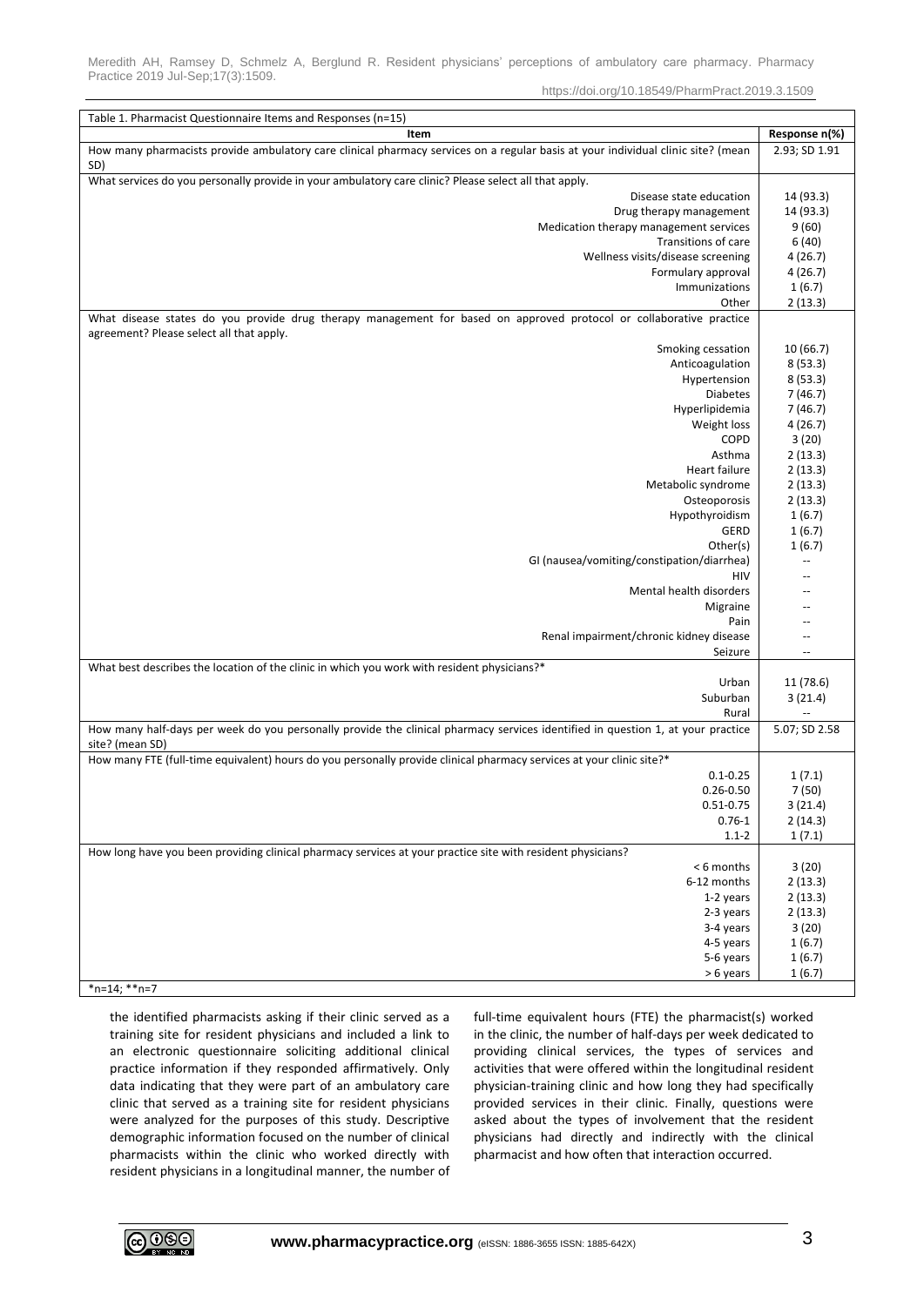Table 1. Pharmacist Questionnaire Items and Responses (n=15)

| Item | Response n(%) |
|---|---|
| How many pharmacists provide ambulatory care clinical pharmacy services on a regular basis at your individual clinic site? (mean SD) | 2.93; SD 1.91 |
| What services do you personally provide in your ambulatory care clinic? Please select all that apply. | |
| Disease state education | 14 (93.3) |
| Drug therapy management | 14 (93.3) |
| Medication therapy management services | 9 (60) |
| Transitions of care | 6 (40) |
| Wellness visits/disease screening | 4 (26.7) |
| Formulary approval | 4 (26.7) |
| Immunizations | 1 (6.7) |
| Other | 2 (13.3) |
| What disease states do you provide drug therapy management for based on approved protocol or collaborative practice agreement? Please select all that apply. | |
| Smoking cessation | 10 (66.7) |
| Anticoagulation | 8 (53.3) |
| Hypertension | 8 (53.3) |
| Diabetes | 7 (46.7) |
| Hyperlipidemia | 7 (46.7) |
| Weight loss | 4 (26.7) |
| COPD | 3 (20) |
| Asthma | 2 (13.3) |
| Heart failure | 2 (13.3) |
| Metabolic syndrome | 2 (13.3) |
| Osteoporosis | 2 (13.3) |
| Hypothyroidism | 1 (6.7) |
| GERD | 1 (6.7) |
| Other(s) | 1 (6.7) |
| GI (nausea/vomiting/constipation/diarrhea) | -- |
| HIV | -- |
| Mental health disorders | -- |
| Migraine | -- |
| Pain | -- |
| Renal impairment/chronic kidney disease | -- |
| Seizure | -- |
| What best describes the location of the clinic in which you work with resident physicians?* | |
| Urban | 11 (78.6) |
| Suburban | 3 (21.4) |
| Rural | -- |
| How many half-days per week do you personally provide the clinical pharmacy services identified in question 1, at your practice site? (mean SD) | 5.07; SD 2.58 |
| How many FTE (full-time equivalent) hours do you personally provide clinical pharmacy services at your clinic site?* | |
| 0.1-0.25 | 1 (7.1) |
| 0.26-0.50 | 7 (50) |
| 0.51-0.75 | 3 (21.4) |
| 0.76-1 | 2 (14.3) |
| 1.1-2 | 1 (7.1) |
| How long have you been providing clinical pharmacy services at your practice site with resident physicians? | |
| < 6 months | 3 (20) |
| 6-12 months | 2 (13.3) |
| 1-2 years | 2 (13.3) |
| 2-3 years | 2 (13.3) |
| 3-4 years | 3 (20) |
| 4-5 years | 1 (6.7) |
| 5-6 years | 1 (6.7) |
| > 6 years | 1 (6.7) |

*n=14; **n=7

the identified pharmacists asking if their clinic served as a training site for resident physicians and included a link to an electronic questionnaire soliciting additional clinical practice information if they responded affirmatively. Only data indicating that they were part of an ambulatory care clinic that served as a training site for resident physicians were analyzed for the purposes of this study. Descriptive demographic information focused on the number of clinical pharmacists within the clinic who worked directly with resident physicians in a longitudinal manner, the number of full-time equivalent hours (FTE) the pharmacist(s) worked in the clinic, the number of half-days per week dedicated to providing clinical services, the types of services and activities that were offered within the longitudinal resident physician-training clinic and how long they had specifically provided services in their clinic. Finally, questions were asked about the types of involvement that the resident physicians had directly and indirectly with the clinical pharmacist and how often that interaction occurred.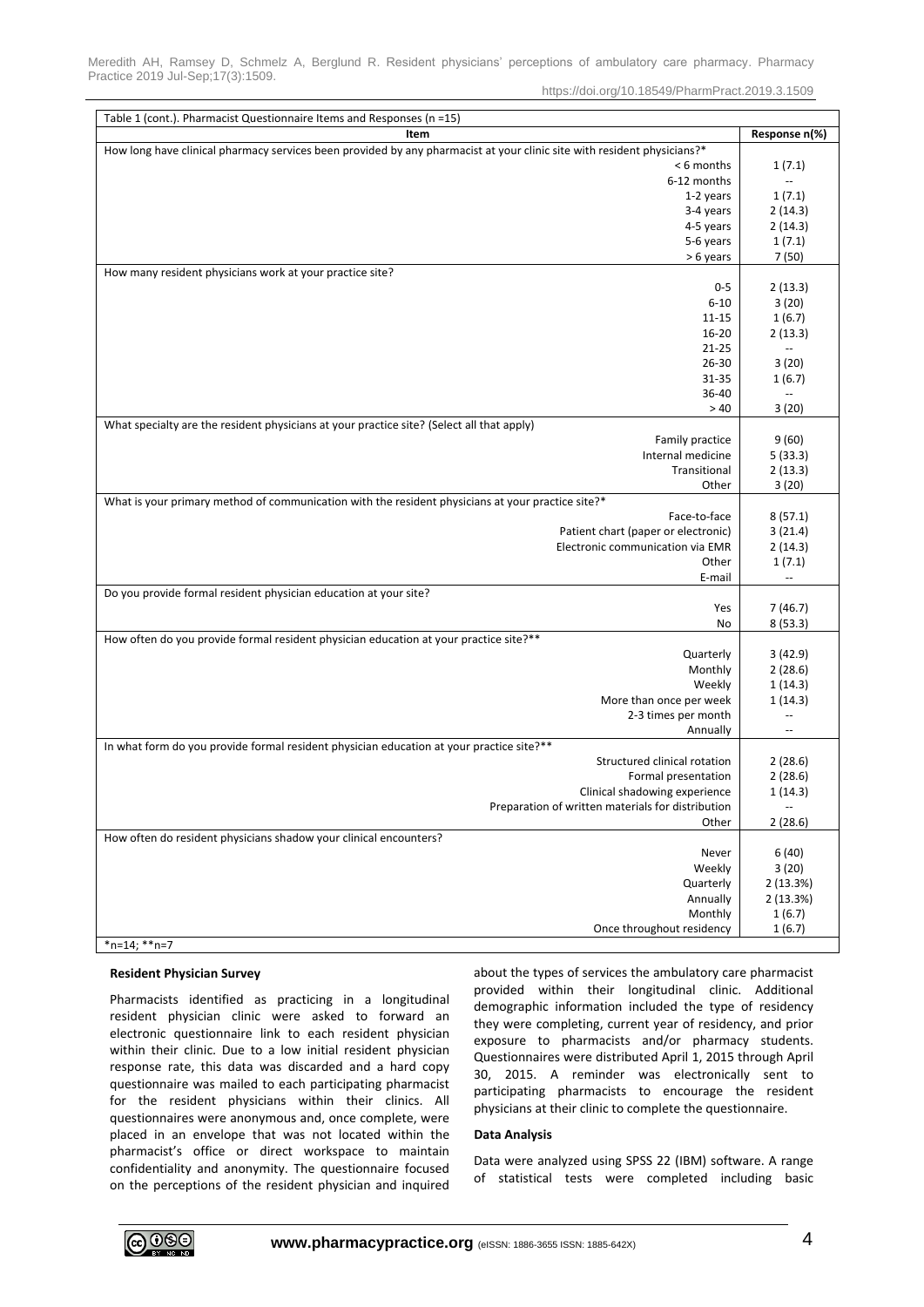Table 1 (cont.). Pharmacist Questionnaire Items and Responses (n =15)

| Item | Response n(%) |
|---|---|
| How long have clinical pharmacy services been provided by any pharmacist at your clinic site with resident physicians?* | |
| < 6 months | 1 (7.1) |
| 6-12 months | -- |
| 1-2 years | 1 (7.1) |
| 3-4 years | 2 (14.3) |
| 4-5 years | 2 (14.3) |
| 5-6 years | 1 (7.1) |
| > 6 years | 7 (50) |
| How many resident physicians work at your practice site? | |
| 0-5 | 2 (13.3) |
| 6-10 | 3 (20) |
| 11-15 | 1 (6.7) |
| 16-20 | 2 (13.3) |
| 21-25 | -- |
| 26-30 | 3 (20) |
| 31-35 | 1 (6.7) |
| 36-40 | -- |
| > 40 | 3 (20) |
| What specialty are the resident physicians at your practice site? (Select all that apply) | |
| Family practice | 9 (60) |
| Internal medicine | 5 (33.3) |
| Transitional | 2 (13.3) |
| Other | 3 (20) |
| What is your primary method of communication with the resident physicians at your practice site?* | |
| Face-to-face | 8 (57.1) |
| Patient chart (paper or electronic) | 3 (21.4) |
| Electronic communication via EMR | 2 (14.3) |
| Other | 1 (7.1) |
| E-mail | -- |
| Do you provide formal resident physician education at your site? | |
| Yes | 7 (46.7) |
| No | 8 (53.3) |
| How often do you provide formal resident physician education at your practice site?** | |
| Quarterly | 3 (42.9) |
| Monthly | 2 (28.6) |
| Weekly | 1 (14.3) |
| More than once per week | 1 (14.3) |
| 2-3 times per month | -- |
| Annually | -- |
| In what form do you provide formal resident physician education at your practice site?** | |
| Structured clinical rotation | 2 (28.6) |
| Formal presentation | 2 (28.6) |
| Clinical shadowing experience | 1 (14.3) |
| Preparation of written materials for distribution | -- |
| Other | 2 (28.6) |
| How often do resident physicians shadow your clinical encounters? | |
| Never | 6 (40) |
| Weekly | 3 (20) |
| Quarterly | 2 (13.3%) |
| Annually | 2 (13.3%) |
| Monthly | 1 (6.7) |
| Once throughout residency | 1 (6.7) |

*n=14; **n=7

**Resident Physician Survey**

Pharmacists identified as practicing in a longitudinal resident physician clinic were asked to forward an electronic questionnaire link to each resident physician within their clinic. Due to a low initial resident physician response rate, this data was discarded and a hard copy questionnaire was mailed to each participating pharmacist for the resident physicians within their clinics. All questionnaires were anonymous and, once complete, were placed in an envelope that was not located within the pharmacist's office or direct workspace to maintain confidentiality and anonymity. The questionnaire focused on the perceptions of the resident physician and inquired about the types of services the ambulatory care pharmacist provided within their longitudinal clinic. Additional demographic information included the type of residency they were completing, current year of residency, and prior exposure to pharmacists and/or pharmacy students. Questionnaires were distributed April 1, 2015 through April 30, 2015. A reminder was electronically sent to participating pharmacists to encourage the resident physicians at their clinic to complete the questionnaire.

**Data Analysis**

Data were analyzed using SPSS 22 (IBM) software. A range of statistical tests were completed including basic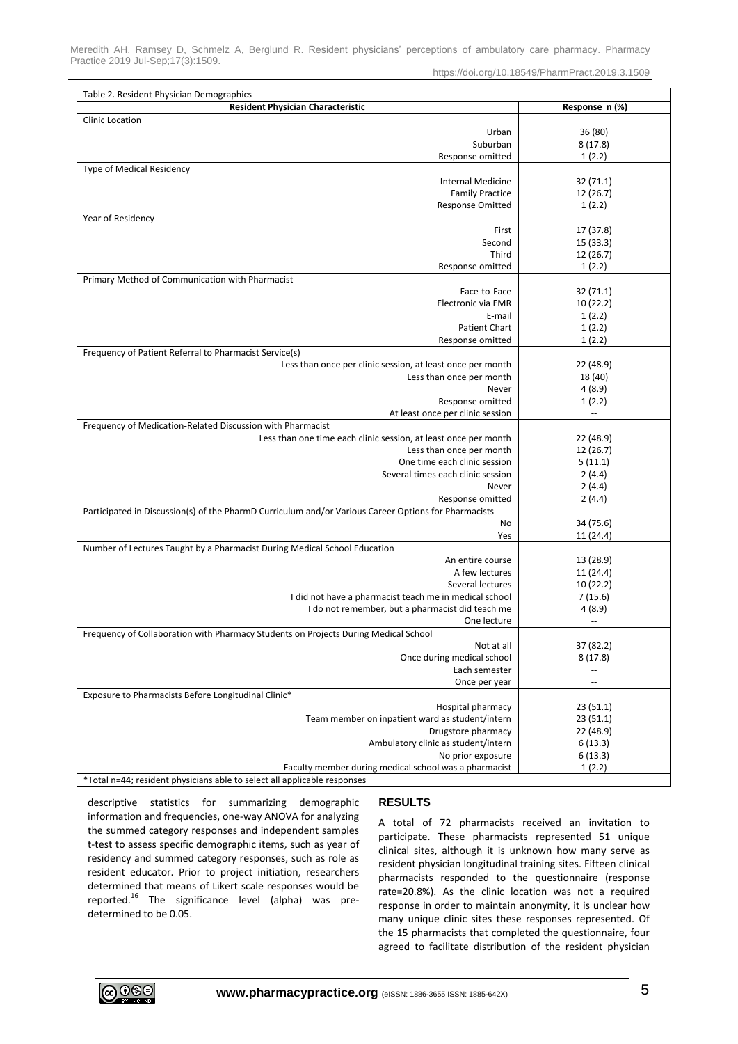Table 2. Resident Physician Demographics

| Resident Physician Characteristic | Response n (%) |
|---|---|
| **Clinic Location** | |
| Urban | 36 (80) |
| Suburban | 8 (17.8) |
| Response omitted | 1 (2.2) |
| **Type of Medical Residency** | |
| Internal Medicine | 32 (71.1) |
| Family Practice | 12 (26.7) |
| Response Omitted | 1 (2.2) |
| **Year of Residency** | |
| First | 17 (37.8) |
| Second | 15 (33.3) |
| Third | 12 (26.7) |
| Response omitted | 1 (2.2) |
| **Primary Method of Communication with Pharmacist** | |
| Face-to-Face | 32 (71.1) |
| Electronic via EMR | 10 (22.2) |
| E-mail | 1 (2.2) |
| Patient Chart | 1 (2.2) |
| Response omitted | 1 (2.2) |
| **Frequency of Patient Referral to Pharmacist Service(s)** | |
| Less than once per clinic session, at least once per month | 22 (48.9) |
| Less than once per month | 18 (40) |
| Never | 4 (8.9) |
| Response omitted | 1 (2.2) |
| At least once per clinic session | -- |
| **Frequency of Medication-Related Discussion with Pharmacist** | |
| Less than one time each clinic session, at least once per month | 22 (48.9) |
| Less than once per month | 12 (26.7) |
| One time each clinic session | 5 (11.1) |
| Several times each clinic session | 2 (4.4) |
| Never | 2 (4.4) |
| Response omitted | 2 (4.4) |
| **Participated in Discussion(s) of the PharmD Curriculum and/or Various Career Options for Pharmacists** | |
| No | 34 (75.6) |
| Yes | 11 (24.4) |
| **Number of Lectures Taught by a Pharmacist During Medical School Education** | |
| An entire course | 13 (28.9) |
| A few lectures | 11 (24.4) |
| Several lectures | 10 (22.2) |
| I did not have a pharmacist teach me in medical school | 7 (15.6) |
| I do not remember, but a pharmacist did teach me | 4 (8.9) |
| One lecture | -- |
| **Frequency of Collaboration with Pharmacy Students on Projects During Medical School** | |
| Not at all | 37 (82.2) |
| Once during medical school | 8 (17.8) |
| Each semester | -- |
| Once per year | -- |
| **Exposure to Pharmacists Before Longitudinal Clinic*** | |
| Hospital pharmacy | 23 (51.1) |
| Team member on inpatient ward as student/intern | 23 (51.1) |
| Drugstore pharmacy | 22 (48.9) |
| Ambulatory clinic as student/intern | 6 (13.3) |
| No prior exposure | 6 (13.3) |
| Faculty member during medical school was a pharmacist | 1 (2.2) |

*Total n=44; resident physicians able to select all applicable responses

descriptive statistics for summarizing demographic information and frequencies, one-way ANOVA for analyzing the summed category responses and independent samples t-test to assess specific demographic items, such as year of residency and summed category responses, such as role as resident educator. Prior to project initiation, researchers determined that means of Likert scale responses would be reported.[16] The significance level (alpha) was pre-determined to be 0.05.

## RESULTS

A total of 72 pharmacists received an invitation to participate. These pharmacists represented 51 unique clinical sites, although it is unknown how many serve as resident physician longitudinal training sites. Fifteen clinical pharmacists responded to the questionnaire (response rate=20.8%). As the clinic location was not a required response in order to maintain anonymity, it is unclear how many unique clinic sites these responses represented. Of the 15 pharmacists that completed the questionnaire, four agreed to facilitate distribution of the resident physician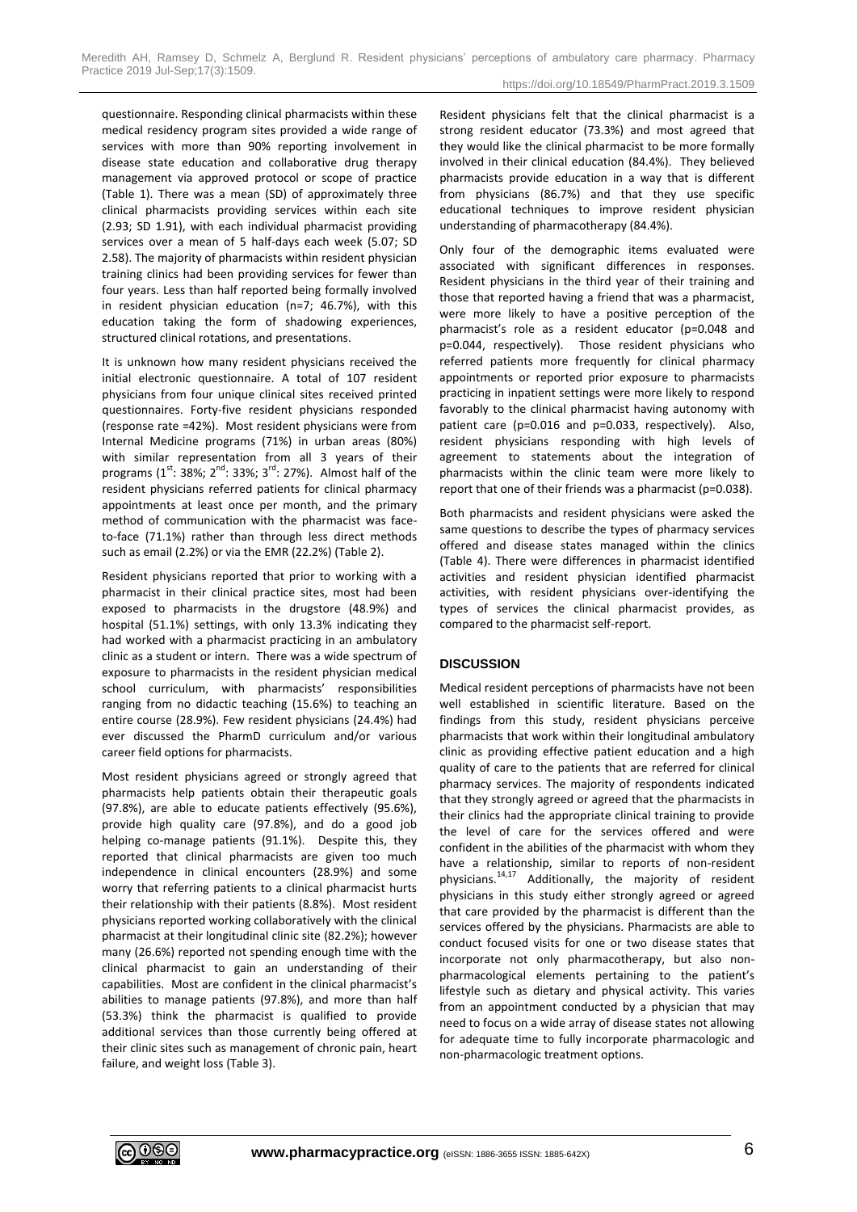questionnaire. Responding clinical pharmacists within these medical residency program sites provided a wide range of services with more than 90% reporting involvement in disease state education and collaborative drug therapy management via approved protocol or scope of practice (Table 1). There was a mean (SD) of approximately three clinical pharmacists providing services within each site (2.93; SD 1.91), with each individual pharmacist providing services over a mean of 5 half-days each week (5.07; SD 2.58). The majority of pharmacists within resident physician training clinics had been providing services for fewer than four years. Less than half reported being formally involved in resident physician education (n=7; 46.7%), with this education taking the form of shadowing experiences, structured clinical rotations, and presentations.

It is unknown how many resident physicians received the initial electronic questionnaire. A total of 107 resident physicians from four unique clinical sites received printed questionnaires. Forty-five resident physicians responded (response rate =42%). Most resident physicians were from Internal Medicine programs (71%) in urban areas (80%) with similar representation from all 3 years of their programs (1$^{st}$: 38%; 2$^{nd}$: 33%; 3$^{rd}$: 27%). Almost half of the resident physicians referred patients for clinical pharmacy appointments at least once per month, and the primary method of communication with the pharmacist was face-to-face (71.1%) rather than through less direct methods such as email (2.2%) or via the EMR (22.2%) (Table 2).

Resident physicians reported that prior to working with a pharmacist in their clinical practice sites, most had been exposed to pharmacists in the drugstore (48.9%) and hospital (51.1%) settings, with only 13.3% indicating they had worked with a pharmacist practicing in an ambulatory clinic as a student or intern. There was a wide spectrum of exposure to pharmacists in the resident physician medical school curriculum, with pharmacists' responsibilities ranging from no didactic teaching (15.6%) to teaching an entire course (28.9%). Few resident physicians (24.4%) had ever discussed the PharmD curriculum and/or various career field options for pharmacists.

Most resident physicians agreed or strongly agreed that pharmacists help patients obtain their therapeutic goals (97.8%), are able to educate patients effectively (95.6%), provide high quality care (97.8%), and do a good job helping co-manage patients (91.1%). Despite this, they reported that clinical pharmacists are given too much independence in clinical encounters (28.9%) and some worry that referring patients to a clinical pharmacist hurts their relationship with their patients (8.8%). Most resident physicians reported working collaboratively with the clinical pharmacist at their longitudinal clinic site (82.2%); however many (26.6%) reported not spending enough time with the clinical pharmacist to gain an understanding of their capabilities. Most are confident in the clinical pharmacist's abilities to manage patients (97.8%), and more than half (53.3%) think the pharmacist is qualified to provide additional services than those currently being offered at their clinic sites such as management of chronic pain, heart failure, and weight loss (Table 3).

Resident physicians felt that the clinical pharmacist is a strong resident educator (73.3%) and most agreed that they would like the clinical pharmacist to be more formally involved in their clinical education (84.4%). They believed pharmacists provide education in a way that is different from physicians (86.7%) and that they use specific educational techniques to improve resident physician understanding of pharmacotherapy (84.4%).

Only four of the demographic items evaluated were associated with significant differences in responses. Resident physicians in the third year of their training and those that reported having a friend that was a pharmacist, were more likely to have a positive perception of the pharmacist's role as a resident educator (p=0.048 and p=0.044, respectively). Those resident physicians who referred patients more frequently for clinical pharmacy appointments or reported prior exposure to pharmacists practicing in inpatient settings were more likely to respond favorably to the clinical pharmacist having autonomy with patient care (p=0.016 and p=0.033, respectively). Also, resident physicians responding with high levels of agreement to statements about the integration of pharmacists within the clinic team were more likely to report that one of their friends was a pharmacist (p=0.038).

Both pharmacists and resident physicians were asked the same questions to describe the types of pharmacy services offered and disease states managed within the clinics (Table 4). There were differences in pharmacist identified activities and resident physician identified pharmacist activities, with resident physicians over-identifying the types of services the clinical pharmacist provides, as compared to the pharmacist self-report.

## DISCUSSION

Medical resident perceptions of pharmacists have not been well established in scientific literature. Based on the findings from this study, resident physicians perceive pharmacists that work within their longitudinal ambulatory clinic as providing effective patient education and a high quality of care to the patients that are referred for clinical pharmacy services. The majority of respondents indicated that they strongly agreed or agreed that the pharmacists in their clinics had the appropriate clinical training to provide the level of care for the services offered and were confident in the abilities of the pharmacist with whom they have a relationship, similar to reports of non-resident physicians.[14,17] Additionally, the majority of resident physicians in this study either strongly agreed or agreed that care provided by the pharmacist is different than the services offered by the physicians. Pharmacists are able to conduct focused visits for one or two disease states that incorporate not only pharmacotherapy, but also non-pharmacological elements pertaining to the patient's lifestyle such as dietary and physical activity. This varies from an appointment conducted by a physician that may need to focus on a wide array of disease states not allowing for adequate time to fully incorporate pharmacologic and non-pharmacologic treatment options.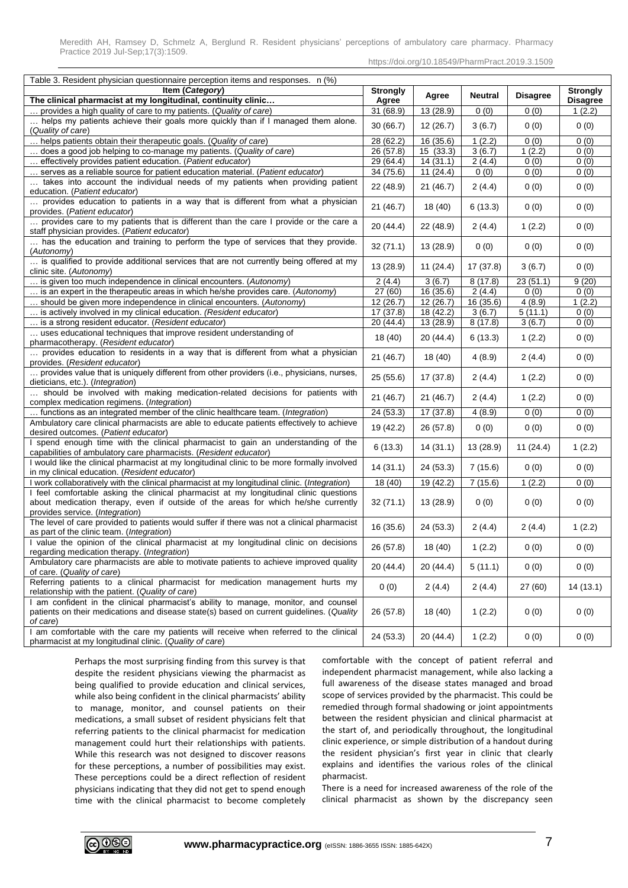Table 3. Resident physician questionnaire perception items and responses. n (%)

| Item (*Category*)<br>The clinical pharmacist at my longitudinal, continuity clinic… | Strongly Agree | Agree | Neutral | Disagree | Strongly Disagree |
|---|---|---|---|---|---|
| … provides a high quality of care to my patients. (*Quality of care*) | 31 (68.9) | 13 (28.9) | 0 (0) | 0 (0) | 1 (2.2) |
| … helps my patients achieve their goals more quickly than if I managed them alone. (*Quality of care*) | 30 (66.7) | 12 (26.7) | 3 (6.7) | 0 (0) | 0 (0) |
| … helps patients obtain their therapeutic goals. (*Quality of care*) | 28 (62.2) | 16 (35.6) | 1 (2.2) | 0 (0) | 0 (0) |
| … does a good job helping to co-manage my patients. (*Quality of care*) | 26 (57.8) | 15 (33.3) | 3 (6.7) | 1 (2.2) | 0 (0) |
| … effectively provides patient education. (*Patient educator*) | 29 (64.4) | 14 (31.1) | 2 (4.4) | 0 (0) | 0 (0) |
| … serves as a reliable source for patient education material. (*Patient educator*) | 34 (75.6) | 11 (24.4) | 0 (0) | 0 (0) | 0 (0) |
| … takes into account the individual needs of my patients when providing patient education. (*Patient educator*) | 22 (48.9) | 21 (46.7) | 2 (4.4) | 0 (0) | 0 (0) |
| … provides education to patients in a way that is different from what a physician provides. (*Patient educator*) | 21 (46.7) | 18 (40) | 6 (13.3) | 0 (0) | 0 (0) |
| … provides care to my patients that is different than the care I provide or the care a staff physician provides. (*Patient educator*) | 20 (44.4) | 22 (48.9) | 2 (4.4) | 1 (2.2) | 0 (0) |
| … has the education and training to perform the type of services that they provide. (*Autonomy*) | 32 (71.1) | 13 (28.9) | 0 (0) | 0 (0) | 0 (0) |
| … is qualified to provide additional services that are not currently being offered at my clinic site. (*Autonomy*) | 13 (28.9) | 11 (24.4) | 17 (37.8) | 3 (6.7) | 0 (0) |
| … is given too much independence in clinical encounters. (*Autonomy*) | 2 (4.4) | 3 (6.7) | 8 (17.8) | 23 (51.1) | 9 (20) |
| … is an expert in the therapeutic areas in which he/she provides care. (*Autonomy*) | 27 (60) | 16 (35.6) | 2 (4.4) | 0 (0) | 0 (0) |
| … should be given more independence in clinical encounters. (*Autonomy*) | 12 (26.7) | 12 (26.7) | 16 (35.6) | 4 (8.9) | 1 (2.2) |
| … is actively involved in my clinical education. (*Resident educator*) | 17 (37.8) | 18 (42.2) | 3 (6.7) | 5 (11.1) | 0 (0) |
| … is a strong resident educator. (*Resident educator*) | 20 (44.4) | 13 (28.9) | 8 (17.8) | 3 (6.7) | 0 (0) |
| … uses educational techniques that improve resident understanding of pharmacotherapy. (*Resident educator*) | 18 (40) | 20 (44.4) | 6 (13.3) | 1 (2.2) | 0 (0) |
| … provides education to residents in a way that is different from what a physician provides. (*Resident educator*) | 21 (46.7) | 18 (40) | 4 (8.9) | 2 (4.4) | 0 (0) |
| … provides value that is uniquely different from other providers (i.e., physicians, nurses, dieticians, etc.). (*Integration*) | 25 (55.6) | 17 (37.8) | 2 (4.4) | 1 (2.2) | 0 (0) |
| … should be involved with making medication-related decisions for patients with complex medication regimens. (*Integration*) | 21 (46.7) | 21 (46.7) | 2 (4.4) | 1 (2.2) | 0 (0) |
| … functions as an integrated member of the clinic healthcare team. (*Integration*) | 24 (53.3) | 17 (37.8) | 4 (8.9) | 0 (0) | 0 (0) |
| Ambulatory care clinical pharmacists are able to educate patients effectively to achieve desired outcomes. (*Patient educator*) | 19 (42.2) | 26 (57.8) | 0 (0) | 0 (0) | 0 (0) |
| I spend enough time with the clinical pharmacist to gain an understanding of the capabilities of ambulatory care pharmacists. (*Resident educator*) | 6 (13.3) | 14 (31.1) | 13 (28.9) | 11 (24.4) | 1 (2.2) |
| I would like the clinical pharmacist at my longitudinal clinic to be more formally involved in my clinical education. (*Resident educator*) | 14 (31.1) | 24 (53.3) | 7 (15.6) | 0 (0) | 0 (0) |
| I work collaboratively with the clinical pharmacist at my longitudinal clinic. (*Integration*) | 18 (40) | 19 (42.2) | 7 (15.6) | 1 (2.2) | 0 (0) |
| I feel comfortable asking the clinical pharmacist at my longitudinal clinic questions about medication therapy, even if outside of the areas for which he/she currently provides service. (*Integration*) | 32 (71.1) | 13 (28.9) | 0 (0) | 0 (0) | 0 (0) |
| The level of care provided to patients would suffer if there was not a clinical pharmacist as part of the clinic team. (*Integration*) | 16 (35.6) | 24 (53.3) | 2 (4.4) | 2 (4.4) | 1 (2.2) |
| I value the opinion of the clinical pharmacist at my longitudinal clinic on decisions regarding medication therapy. (*Integration*) | 26 (57.8) | 18 (40) | 1 (2.2) | 0 (0) | 0 (0) |
| Ambulatory care pharmacists are able to motivate patients to achieve improved quality of care. (*Quality of care*) | 20 (44.4) | 20 (44.4) | 5 (11.1) | 0 (0) | 0 (0) |
| Referring patients to a clinical pharmacist for medication management hurts my relationship with the patient. (*Quality of care*) | 0 (0) | 2 (4.4) | 2 (4.4) | 27 (60) | 14 (13.1) |
| I am confident in the clinical pharmacist's ability to manage, monitor, and counsel patients on their medications and disease state(s) based on current guidelines. (*Quality of care*) | 26 (57.8) | 18 (40) | 1 (2.2) | 0 (0) | 0 (0) |
| I am comfortable with the care my patients will receive when referred to the clinical pharmacist at my longitudinal clinic. (*Quality of care*) | 24 (53.3) | 20 (44.4) | 1 (2.2) | 0 (0) | 0 (0) |

Perhaps the most surprising finding from this survey is that despite the resident physicians viewing the pharmacist as being qualified to provide education and clinical services, while also being confident in the clinical pharmacists' ability to manage, monitor, and counsel patients on their medications, a small subset of resident physicians felt that referring patients to the clinical pharmacist for medication management could hurt their relationships with patients. While this research was not designed to discover reasons for these perceptions, a number of possibilities may exist. These perceptions could be a direct reflection of resident physicians indicating that they did not get to spend enough time with the clinical pharmacist to become completely comfortable with the concept of patient referral and independent pharmacist management, while also lacking a full awareness of the disease states managed and broad scope of services provided by the pharmacist. This could be remedied through formal shadowing or joint appointments between the resident physician and clinical pharmacist at the start of, and periodically throughout, the longitudinal clinic experience, or simple distribution of a handout during the resident physician's first year in clinic that clearly explains and identifies the various roles of the clinical pharmacist.

There is a need for increased awareness of the role of the clinical pharmacist as shown by the discrepancy seen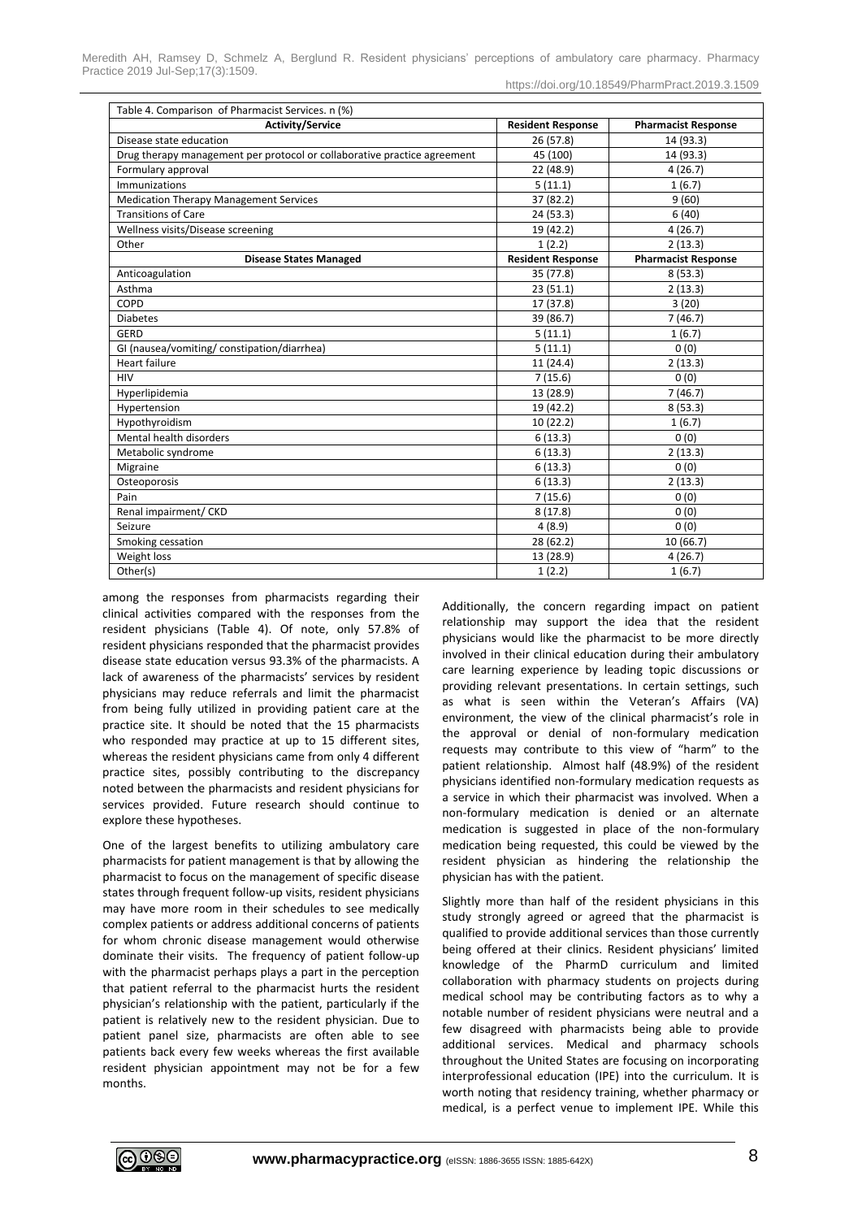Table 4. Comparison of Pharmacist Services. n (%)

| Activity/Service | Resident Response | Pharmacist Response |
|---|---|---|
| Disease state education | 26 (57.8) | 14 (93.3) |
| Drug therapy management per protocol or collaborative practice agreement | 45 (100) | 14 (93.3) |
| Formulary approval | 22 (48.9) | 4 (26.7) |
| Immunizations | 5 (11.1) | 1 (6.7) |
| Medication Therapy Management Services | 37 (82.2) | 9 (60) |
| Transitions of Care | 24 (53.3) | 6 (40) |
| Wellness visits/Disease screening | 19 (42.2) | 4 (26.7) |
| Other | 1 (2.2) | 2 (13.3) |
| **Disease States Managed** | **Resident Response** | **Pharmacist Response** |
| Anticoagulation | 35 (77.8) | 8 (53.3) |
| Asthma | 23 (51.1) | 2 (13.3) |
| COPD | 17 (37.8) | 3 (20) |
| Diabetes | 39 (86.7) | 7 (46.7) |
| GERD | 5 (11.1) | 1 (6.7) |
| GI (nausea/vomiting/ constipation/diarrhea) | 5 (11.1) | 0 (0) |
| Heart failure | 11 (24.4) | 2 (13.3) |
| HIV | 7 (15.6) | 0 (0) |
| Hyperlipidemia | 13 (28.9) | 7 (46.7) |
| Hypertension | 19 (42.2) | 8 (53.3) |
| Hypothyroidism | 10 (22.2) | 1 (6.7) |
| Mental health disorders | 6 (13.3) | 0 (0) |
| Metabolic syndrome | 6 (13.3) | 2 (13.3) |
| Migraine | 6 (13.3) | 0 (0) |
| Osteoporosis | 6 (13.3) | 2 (13.3) |
| Pain | 7 (15.6) | 0 (0) |
| Renal impairment/ CKD | 8 (17.8) | 0 (0) |
| Seizure | 4 (8.9) | 0 (0) |
| Smoking cessation | 28 (62.2) | 10 (66.7) |
| Weight loss | 13 (28.9) | 4 (26.7) |
| Other(s) | 1 (2.2) | 1 (6.7) |

among the responses from pharmacists regarding their clinical activities compared with the responses from the resident physicians (Table 4). Of note, only 57.8% of resident physicians responded that the pharmacist provides disease state education versus 93.3% of the pharmacists. A lack of awareness of the pharmacists' services by resident physicians may reduce referrals and limit the pharmacist from being fully utilized in providing patient care at the practice site. It should be noted that the 15 pharmacists who responded may practice at up to 15 different sites, whereas the resident physicians came from only 4 different practice sites, possibly contributing to the discrepancy noted between the pharmacists and resident physicians for services provided. Future research should continue to explore these hypotheses.

One of the largest benefits to utilizing ambulatory care pharmacists for patient management is that by allowing the pharmacist to focus on the management of specific disease states through frequent follow-up visits, resident physicians may have more room in their schedules to see medically complex patients or address additional concerns of patients for whom chronic disease management would otherwise dominate their visits. The frequency of patient follow-up with the pharmacist perhaps plays a part in the perception that patient referral to the pharmacist hurts the resident physician's relationship with the patient, particularly if the patient is relatively new to the resident physician. Due to patient panel size, pharmacists are often able to see patients back every few weeks whereas the first available resident physician appointment may not be for a few months.

Additionally, the concern regarding impact on patient relationship may support the idea that the resident physicians would like the pharmacist to be more directly involved in their clinical education during their ambulatory care learning experience by leading topic discussions or providing relevant presentations. In certain settings, such as what is seen within the Veteran's Affairs (VA) environment, the view of the clinical pharmacist's role in the approval or denial of non-formulary medication requests may contribute to this view of "harm" to the patient relationship. Almost half (48.9%) of the resident physicians identified non-formulary medication requests as a service in which their pharmacist was involved. When a non-formulary medication is denied or an alternate medication is suggested in place of the non-formulary medication being requested, this could be viewed by the resident physician as hindering the relationship the physician has with the patient.

Slightly more than half of the resident physicians in this study strongly agreed or agreed that the pharmacist is qualified to provide additional services than those currently being offered at their clinics. Resident physicians' limited knowledge of the PharmD curriculum and limited collaboration with pharmacy students on projects during medical school may be contributing factors as to why a notable number of resident physicians were neutral and a few disagreed with pharmacists being able to provide additional services. Medical and pharmacy schools throughout the United States are focusing on incorporating interprofessional education (IPE) into the curriculum. It is worth noting that residency training, whether pharmacy or medical, is a perfect venue to implement IPE. While this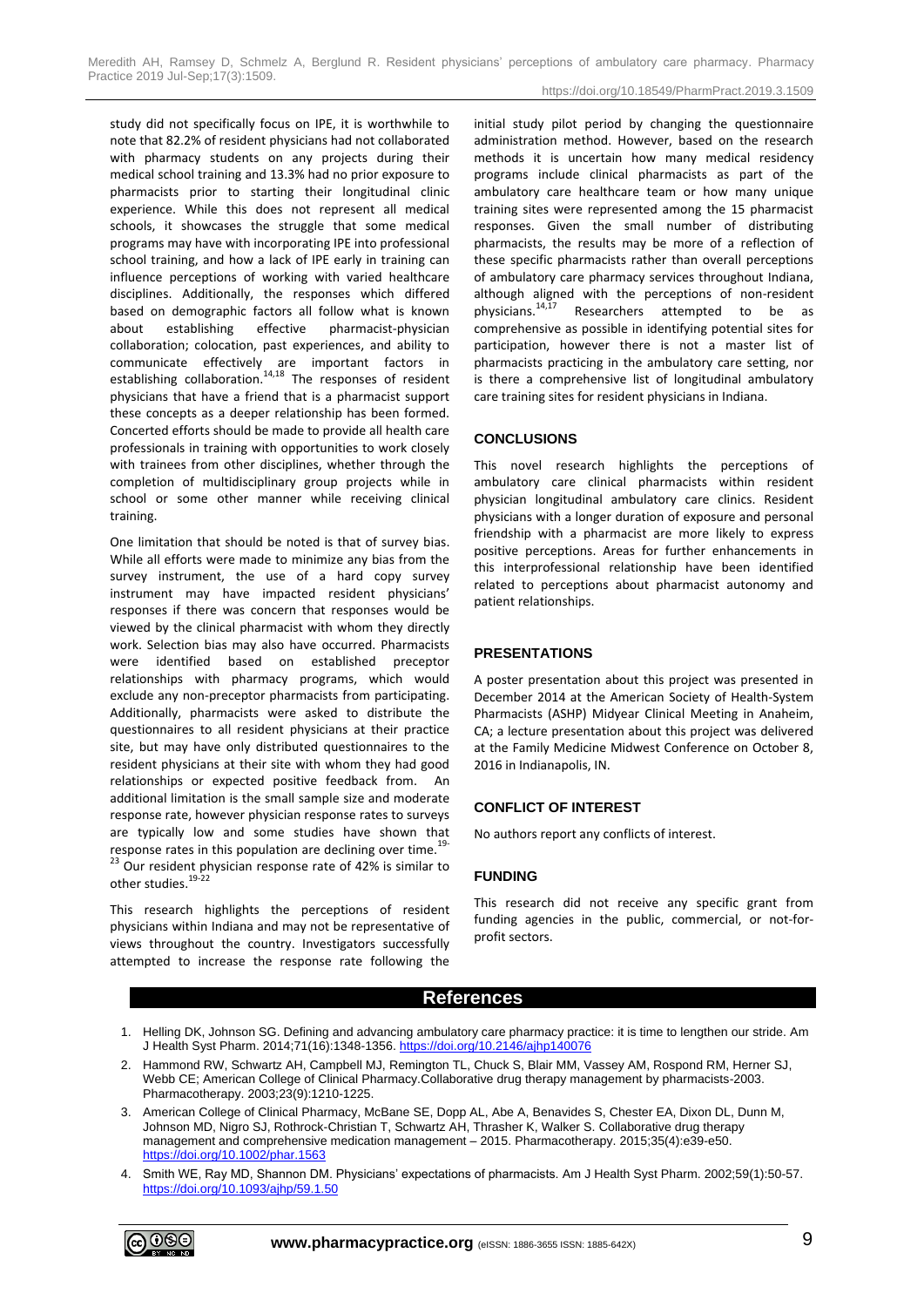study did not specifically focus on IPE, it is worthwhile to note that 82.2% of resident physicians had not collaborated with pharmacy students on any projects during their medical school training and 13.3% had no prior exposure to pharmacists prior to starting their longitudinal clinic experience. While this does not represent all medical schools, it showcases the struggle that some medical programs may have with incorporating IPE into professional school training, and how a lack of IPE early in training can influence perceptions of working with varied healthcare disciplines. Additionally, the responses which differed based on demographic factors all follow what is known about establishing effective pharmacist-physician collaboration; colocation, past experiences, and ability to communicate effectively are important factors in establishing collaboration.[14,18] The responses of resident physicians that have a friend that is a pharmacist support these concepts as a deeper relationship has been formed. Concerted efforts should be made to provide all health care professionals in training with opportunities to work closely with trainees from other disciplines, whether through the completion of multidisciplinary group projects while in school or some other manner while receiving clinical training.

One limitation that should be noted is that of survey bias. While all efforts were made to minimize any bias from the survey instrument, the use of a hard copy survey instrument may have impacted resident physicians' responses if there was concern that responses would be viewed by the clinical pharmacist with whom they directly work. Selection bias may also have occurred. Pharmacists were identified based on established preceptor relationships with pharmacy programs, which would exclude any non-preceptor pharmacists from participating. Additionally, pharmacists were asked to distribute the questionnaires to all resident physicians at their practice site, but may have only distributed questionnaires to the resident physicians at their site with whom they had good relationships or expected positive feedback from. An additional limitation is the small sample size and moderate response rate, however physician response rates to surveys are typically low and some studies have shown that response rates in this population are declining over time.[19-23] Our resident physician response rate of 42% is similar to other studies.[19-22]

This research highlights the perceptions of resident physicians within Indiana and may not be representative of views throughout the country. Investigators successfully attempted to increase the response rate following the initial study pilot period by changing the questionnaire administration method. However, based on the research methods it is uncertain how many medical residency programs include clinical pharmacists as part of the ambulatory care healthcare team or how many unique training sites were represented among the 15 pharmacist responses. Given the small number of distributing pharmacists, the results may be more of a reflection of these specific pharmacists rather than overall perceptions of ambulatory care pharmacy services throughout Indiana, although aligned with the perceptions of non-resident physicians.[14,17] Researchers attempted to be as comprehensive as possible in identifying potential sites for participation, however there is not a master list of pharmacists practicing in the ambulatory care setting, nor is there a comprehensive list of longitudinal ambulatory care training sites for resident physicians in Indiana.

## CONCLUSIONS

This novel research highlights the perceptions of ambulatory care clinical pharmacists within resident physician longitudinal ambulatory care clinics. Resident physicians with a longer duration of exposure and personal friendship with a pharmacist are more likely to express positive perceptions. Areas for further enhancements in this interprofessional relationship have been identified related to perceptions about pharmacist autonomy and patient relationships.

## PRESENTATIONS

A poster presentation about this project was presented in December 2014 at the American Society of Health-System Pharmacists (ASHP) Midyear Clinical Meeting in Anaheim, CA; a lecture presentation about this project was delivered at the Family Medicine Midwest Conference on October 8, 2016 in Indianapolis, IN.

## CONFLICT OF INTEREST

No authors report any conflicts of interest.

## FUNDING

This research did not receive any specific grant from funding agencies in the public, commercial, or not-for-profit sectors.

## References

1. Helling DK, Johnson SG. Defining and advancing ambulatory care pharmacy practice: it is time to lengthen our stride. Am J Health Syst Pharm. 2014;71(16):1348-1356. https://doi.org/10.2146/ajhp140076
2. Hammond RW, Schwartz AH, Campbell MJ, Remington TL, Chuck S, Blair MM, Vassey AM, Rospond RM, Herner SJ, Webb CE; American College of Clinical Pharmacy.Collaborative drug therapy management by pharmacists-2003. Pharmacotherapy. 2003;23(9):1210-1225.
3. American College of Clinical Pharmacy, McBane SE, Dopp AL, Abe A, Benavides S, Chester EA, Dixon DL, Dunn M, Johnson MD, Nigro SJ, Rothrock-Christian T, Schwartz AH, Thrasher K, Walker S. Collaborative drug therapy management and comprehensive medication management – 2015. Pharmacotherapy. 2015;35(4):e39-e50. https://doi.org/10.1002/phar.1563
4. Smith WE, Ray MD, Shannon DM. Physicians' expectations of pharmacists. Am J Health Syst Pharm. 2002;59(1):50-57. https://doi.org/10.1093/ajhp/59.1.50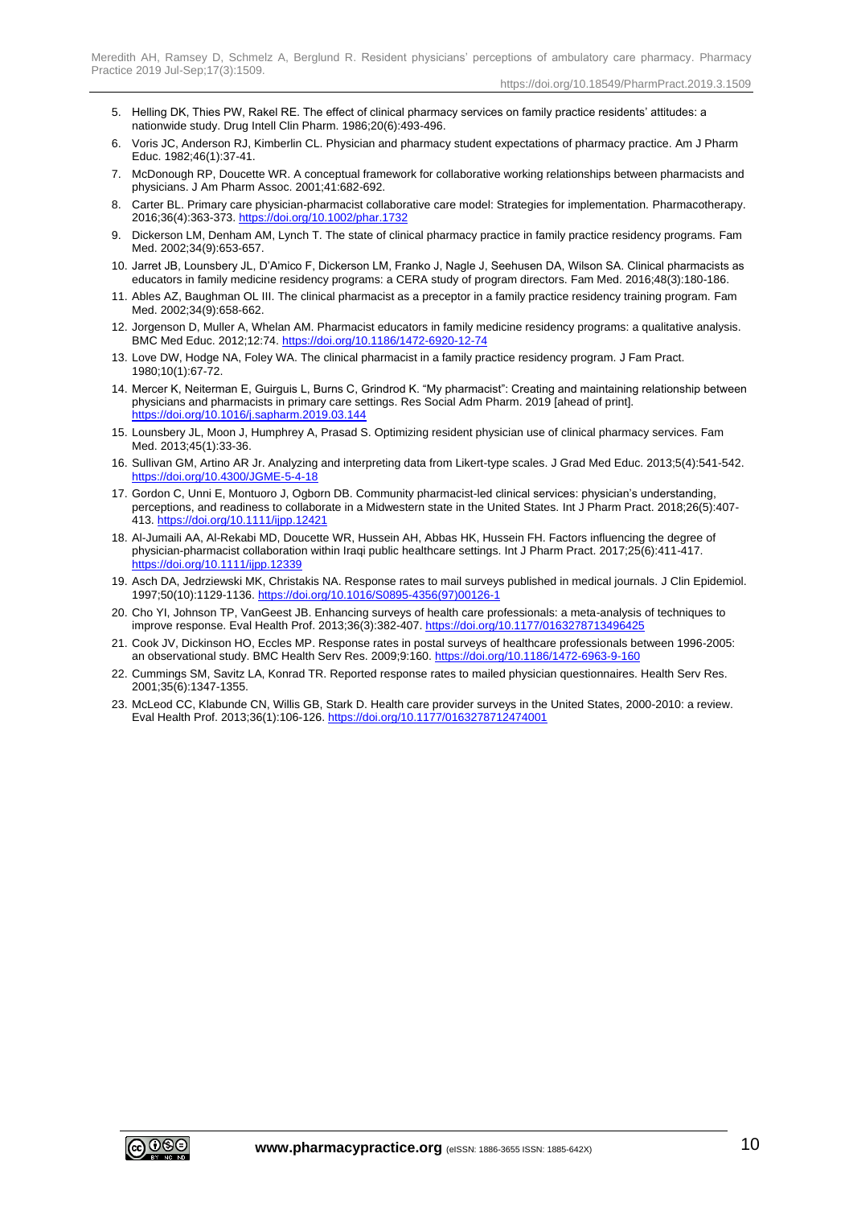5. Helling DK, Thies PW, Rakel RE. The effect of clinical pharmacy services on family practice residents' attitudes: a nationwide study. Drug Intell Clin Pharm. 1986;20(6):493-496.
6. Voris JC, Anderson RJ, Kimberlin CL. Physician and pharmacy student expectations of pharmacy practice. Am J Pharm Educ. 1982;46(1):37-41.
7. McDonough RP, Doucette WR. A conceptual framework for collaborative working relationships between pharmacists and physicians. J Am Pharm Assoc. 2001;41:682-692.
8. Carter BL. Primary care physician-pharmacist collaborative care model: Strategies for implementation. Pharmacotherapy. 2016;36(4):363-373. https://doi.org/10.1002/phar.1732
9. Dickerson LM, Denham AM, Lynch T. The state of clinical pharmacy practice in family practice residency programs. Fam Med. 2002;34(9):653-657.
10. Jarret JB, Lounsbery JL, D'Amico F, Dickerson LM, Franko J, Nagle J, Seehusen DA, Wilson SA. Clinical pharmacists as educators in family medicine residency programs: a CERA study of program directors. Fam Med. 2016;48(3):180-186.
11. Ables AZ, Baughman OL III. The clinical pharmacist as a preceptor in a family practice residency training program. Fam Med. 2002;34(9):658-662.
12. Jorgenson D, Muller A, Whelan AM. Pharmacist educators in family medicine residency programs: a qualitative analysis. BMC Med Educ. 2012;12:74. https://doi.org/10.1186/1472-6920-12-74
13. Love DW, Hodge NA, Foley WA. The clinical pharmacist in a family practice residency program. J Fam Pract. 1980;10(1):67-72.
14. Mercer K, Neiterman E, Guirguis L, Burns C, Grindrod K. "My pharmacist": Creating and maintaining relationship between physicians and pharmacists in primary care settings. Res Social Adm Pharm. 2019 [ahead of print]. https://doi.org/10.1016/j.sapharm.2019.03.144
15. Lounsbery JL, Moon J, Humphrey A, Prasad S. Optimizing resident physician use of clinical pharmacy services. Fam Med. 2013;45(1):33-36.
16. Sullivan GM, Artino AR Jr. Analyzing and interpreting data from Likert-type scales. J Grad Med Educ. 2013;5(4):541-542. https://doi.org/10.4300/JGME-5-4-18
17. Gordon C, Unni E, Montuoro J, Ogborn DB. Community pharmacist-led clinical services: physician's understanding, perceptions, and readiness to collaborate in a Midwestern state in the United States. Int J Pharm Pract. 2018;26(5):407-413. https://doi.org/10.1111/ijpp.12421
18. Al-Jumaili AA, Al-Rekabi MD, Doucette WR, Hussein AH, Abbas HK, Hussein FH. Factors influencing the degree of physician-pharmacist collaboration within Iraqi public healthcare settings. Int J Pharm Pract. 2017;25(6):411-417. https://doi.org/10.1111/ijpp.12339
19. Asch DA, Jedrziewski MK, Christakis NA. Response rates to mail surveys published in medical journals. J Clin Epidemiol. 1997;50(10):1129-1136. https://doi.org/10.1016/S0895-4356(97)00126-1
20. Cho YI, Johnson TP, VanGeest JB. Enhancing surveys of health care professionals: a meta-analysis of techniques to improve response. Eval Health Prof. 2013;36(3):382-407. https://doi.org/10.1177/0163278713496425
21. Cook JV, Dickinson HO, Eccles MP. Response rates in postal surveys of healthcare professionals between 1996-2005: an observational study. BMC Health Serv Res. 2009;9:160. https://doi.org/10.1186/1472-6963-9-160
22. Cummings SM, Savitz LA, Konrad TR. Reported response rates to mailed physician questionnaires. Health Serv Res. 2001;35(6):1347-1355.
23. McLeod CC, Klabunde CN, Willis GB, Stark D. Health care provider surveys in the United States, 2000-2010: a review. Eval Health Prof. 2013;36(1):106-126. https://doi.org/10.1177/0163278712474001